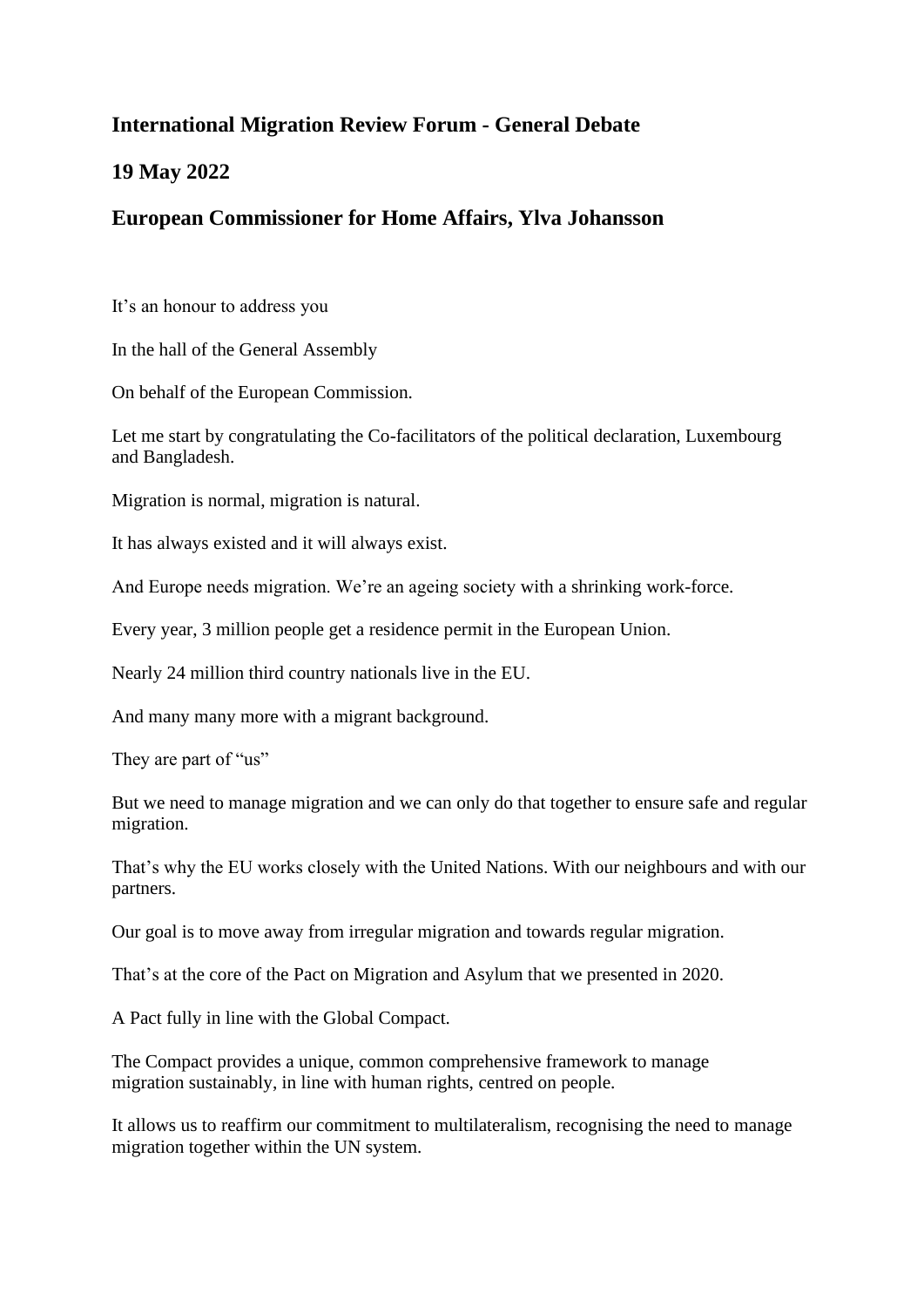## International Migration Review Forum - General Debate

## 19 May 2022

## European Commissioner for Home Affairs, Ylva Johansson

It's an honour to address you

In the hall of the General Assembly

On behalf of the European Commission.

Let me start by congratulating the Co-facilitators of the political declaration, Luxembourg and Bangladesh.

Migration is normal, migration is natural.

It has always existed and it will always exist.

And Europe needs migration. We're an ageing society with a shrinking work-force.

Every year, 3 million people get a residence permit in the European Union.

Nearly 24 million third country nationals live in the EU.

And many many more with a migrant background.

They are part of "us"

But we need to manage migration and we can only do that together to ensure safe and regular migration.

That's why the EU works closely with the United Nations. With our neighbours and with our partners.

Our goal is to move away from irregular migration and towards regular migration.

That's at the core of the Pact on Migration and Asylum that we presented in 2020.

A Pact fully in line with the Global Compact.

The Compact provides a unique, common comprehensive framework to manage migration sustainably, in line with human rights, centred on people.

It allows us to reaffirm our commitment to multilateralism, recognising the need to manage migration together within the UN system.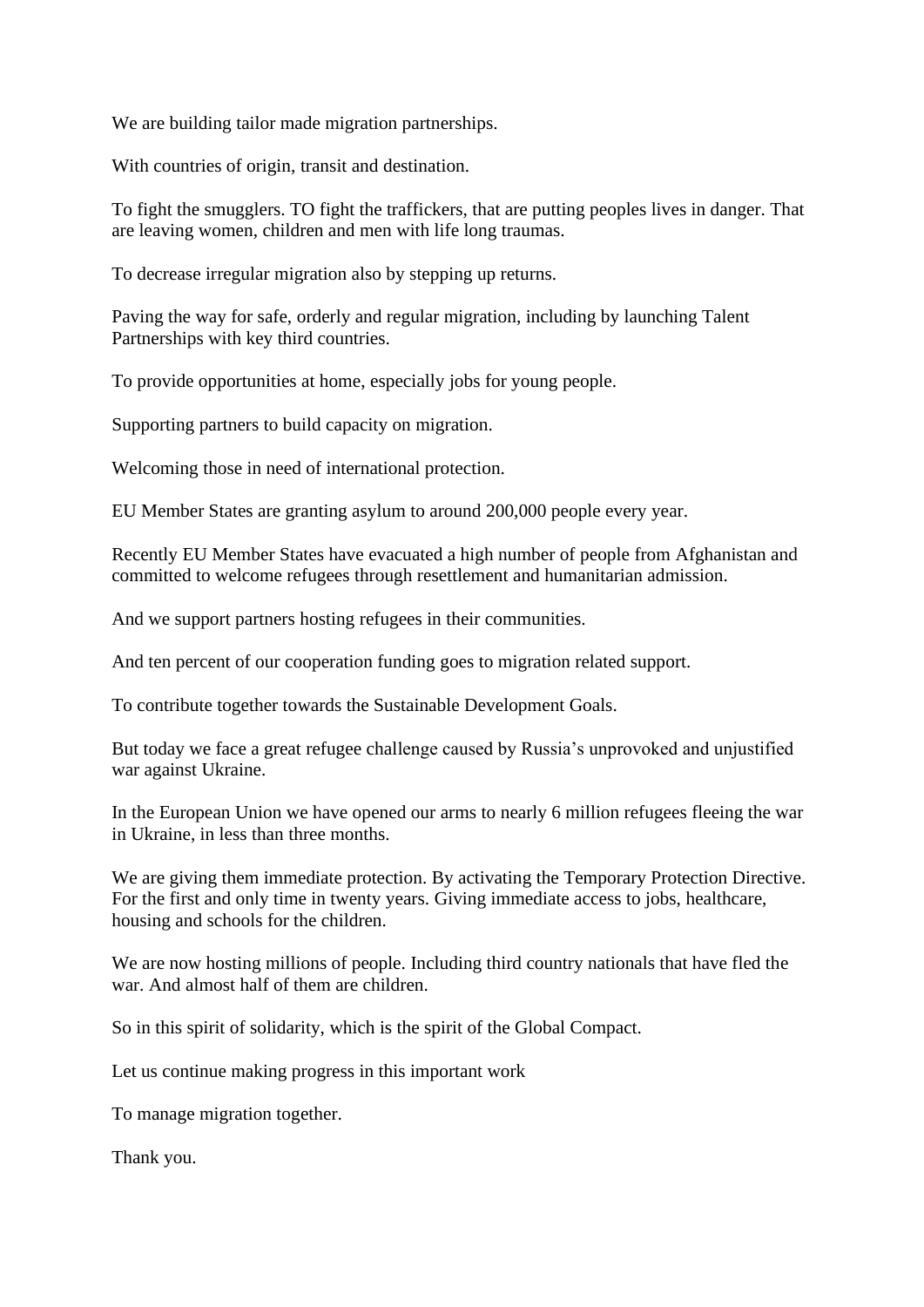We are building tailor made migration partnerships.

With countries of origin, transit and destination.

To fight the smugglers. TO fight the traffickers, that are putting peoples lives in danger. That are leaving women, children and men with life long traumas.

To decrease irregular migration also by stepping up returns.

Paving the way for safe, orderly and regular migration, including by launching Talent Partnerships with key third countries.

To provide opportunities at home, especially jobs for young people.

Supporting partners to build capacity on migration.

Welcoming those in need of international protection.

EU Member States are granting asylum to around 200,000 people every year.

Recently EU Member States have evacuated a high number of people from Afghanistan and committed to welcome refugees through resettlement and humanitarian admission.

And we support partners hosting refugees in their communities.

And ten percent of our cooperation funding goes to migration related support.

To contribute together towards the Sustainable Development Goals.

But today we face a great refugee challenge caused by Russia's unprovoked and unjustified war against Ukraine.

In the European Union we have opened our arms to nearly 6 million refugees fleeing the war in Ukraine, in less than three months.

We are giving them immediate protection. By activating the Temporary Protection Directive. For the first and only time in twenty years. Giving immediate access to jobs, healthcare, housing and schools for the children.

We are now hosting millions of people. Including third country nationals that have fled the war. And almost half of them are children.

So in this spirit of solidarity, which is the spirit of the Global Compact.

Let us continue making progress in this important work

To manage migration together.

Thank you.